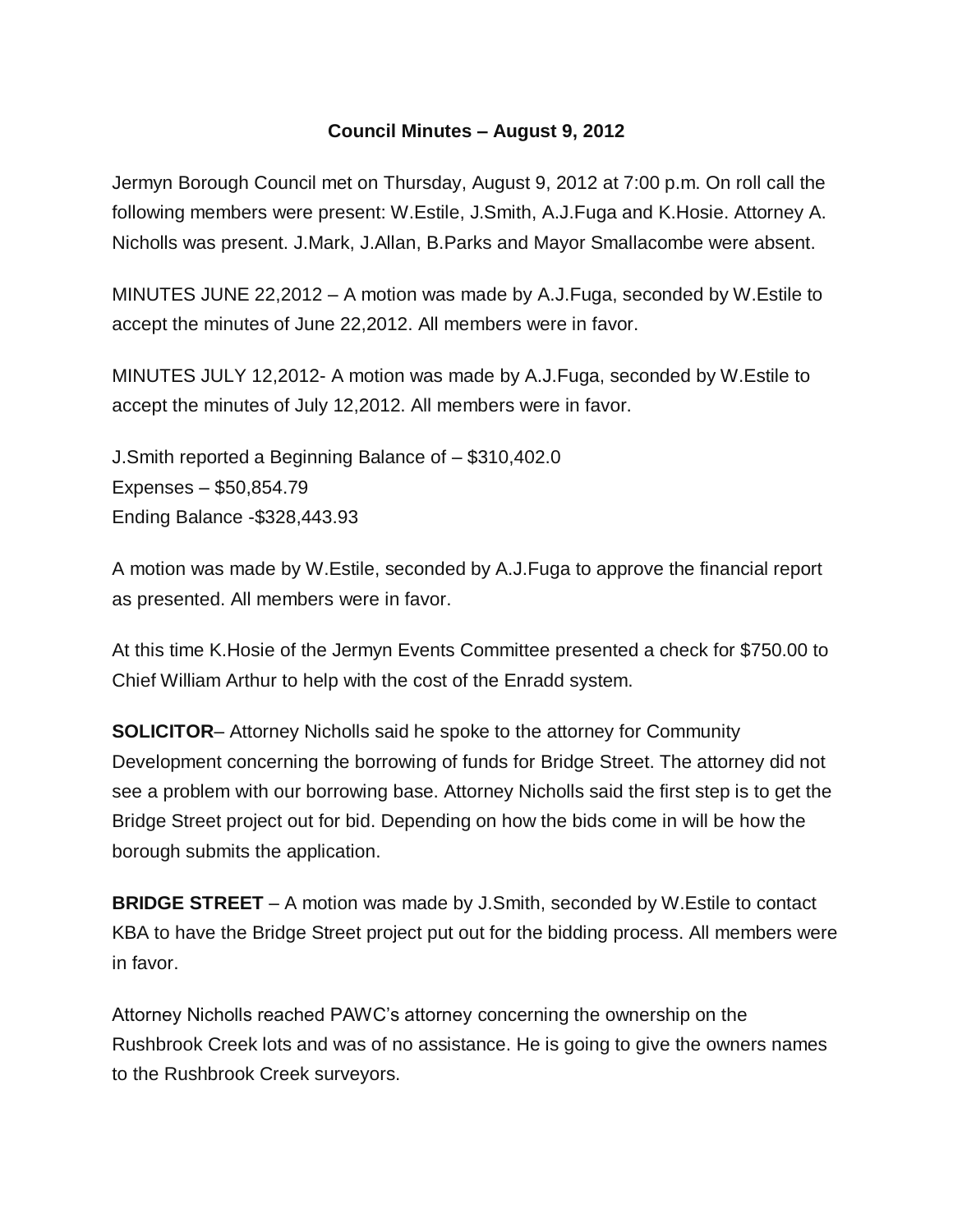# Council Minutes – August 9, 2012

Jermyn Borough Council met on Thursday, August 9, 2012 at 7:00 p.m. On roll call the following members were present: W.Estile, J.Smith, A.J.Fuga and K.Hosie. Attorney A. Nicholls was present. J.Mark, J.Allan, B.Parks and Mayor Smallacombe were absent.

MINUTES JUNE 22,2012 – A motion was made by A.J.Fuga, seconded by W.Estile to accept the minutes of June 22,2012. All members were in favor.

MINUTES JULY 12,2012- A motion was made by A.J.Fuga, seconded by W.Estile to accept the minutes of July 12,2012. All members were in favor.

J.Smith reported a Beginning Balance of – $310,402.0
Expenses – $50,854.79
Ending Balance -$328,443.93

A motion was made by W.Estile, seconded by A.J.Fuga to approve the financial report as presented. All members were in favor.

At this time K.Hosie of the Jermyn Events Committee presented a check for $750.00 to Chief William Arthur to help with the cost of the Enradd system.

**SOLICITOR**– Attorney Nicholls said he spoke to the attorney for Community Development concerning the borrowing of funds for Bridge Street. The attorney did not see a problem with our borrowing base. Attorney Nicholls said the first step is to get the Bridge Street project out for bid. Depending on how the bids come in will be how the borough submits the application.

**BRIDGE STREET** – A motion was made by J.Smith, seconded by W.Estile to contact KBA to have the Bridge Street project put out for the bidding process. All members were in favor.

Attorney Nicholls reached PAWC's attorney concerning the ownership on the Rushbrook Creek lots and was of no assistance. He is going to give the owners names to the Rushbrook Creek surveyors.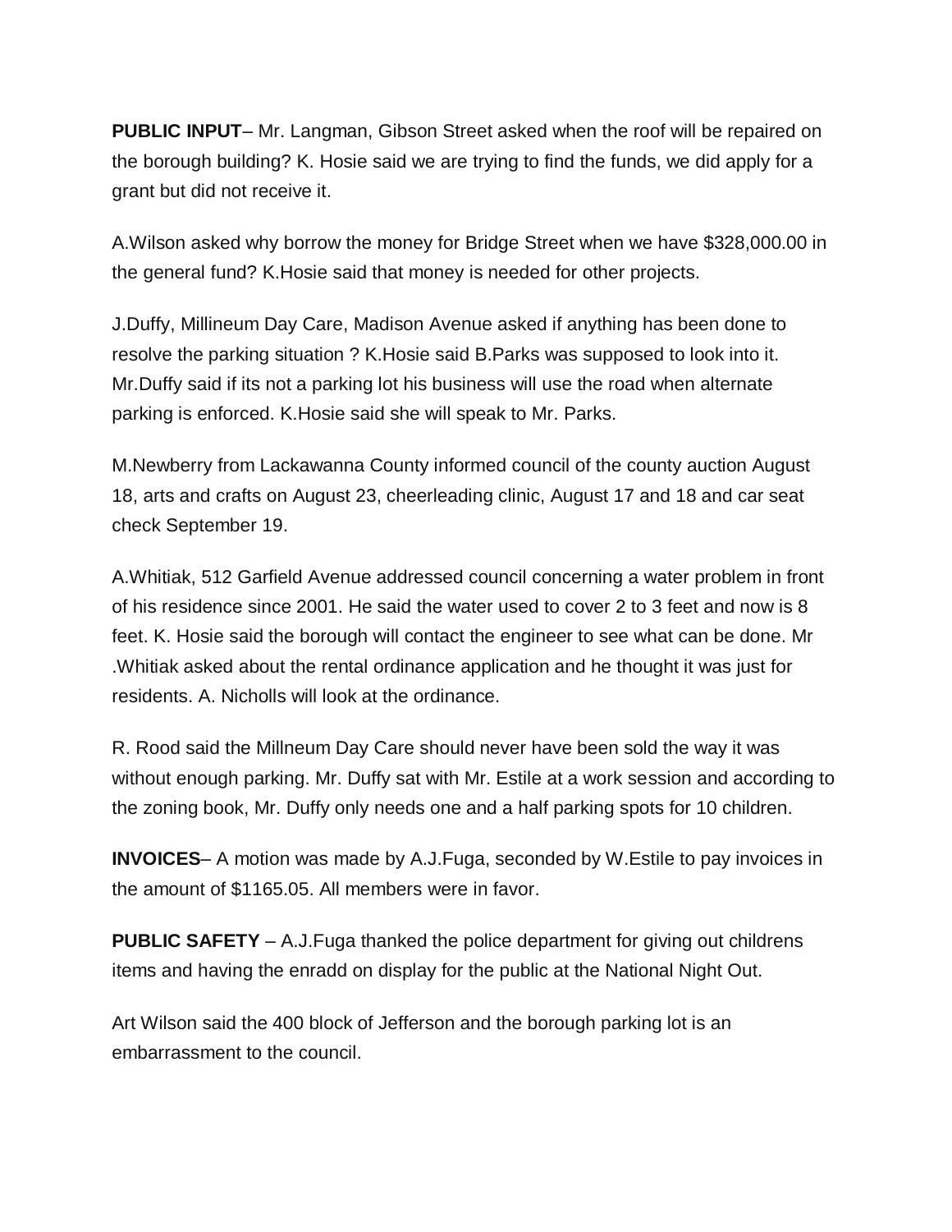**PUBLIC INPUT**– Mr. Langman, Gibson Street asked when the roof will be repaired on the borough building? K. Hosie said we are trying to find the funds, we did apply for a grant but did not receive it.

A.Wilson asked why borrow the money for Bridge Street when we have $328,000.00 in the general fund? K.Hosie said that money is needed for other projects.

J.Duffy, Millineum Day Care, Madison Avenue asked if anything has been done to resolve the parking situation ? K.Hosie said B.Parks was supposed to look into it. Mr.Duffy said if its not a parking lot his business will use the road when alternate parking is enforced. K.Hosie said she will speak to Mr. Parks.

M.Newberry from Lackawanna County informed council of the county auction August 18, arts and crafts on August 23, cheerleading clinic, August 17 and 18 and car seat check September 19.

A.Whitiak, 512 Garfield Avenue addressed council concerning a water problem in front of his residence since 2001. He said the water used to cover 2 to 3 feet and now is 8 feet. K. Hosie said the borough will contact the engineer to see what can be done. Mr .Whitiak asked about the rental ordinance application and he thought it was just for residents. A. Nicholls will look at the ordinance.

R. Rood said the Millneum Day Care should never have been sold the way it was without enough parking. Mr. Duffy sat with Mr. Estile at a work session and according to the zoning book, Mr. Duffy only needs one and a half parking spots for 10 children.

**INVOICES**– A motion was made by A.J.Fuga, seconded by W.Estile to pay invoices in the amount of $1165.05. All members were in favor.

**PUBLIC SAFETY** – A.J.Fuga thanked the police department for giving out childrens items and having the enradd on display for the public at the National Night Out.

Art Wilson said the 400 block of Jefferson and the borough parking lot is an embarrassment to the council.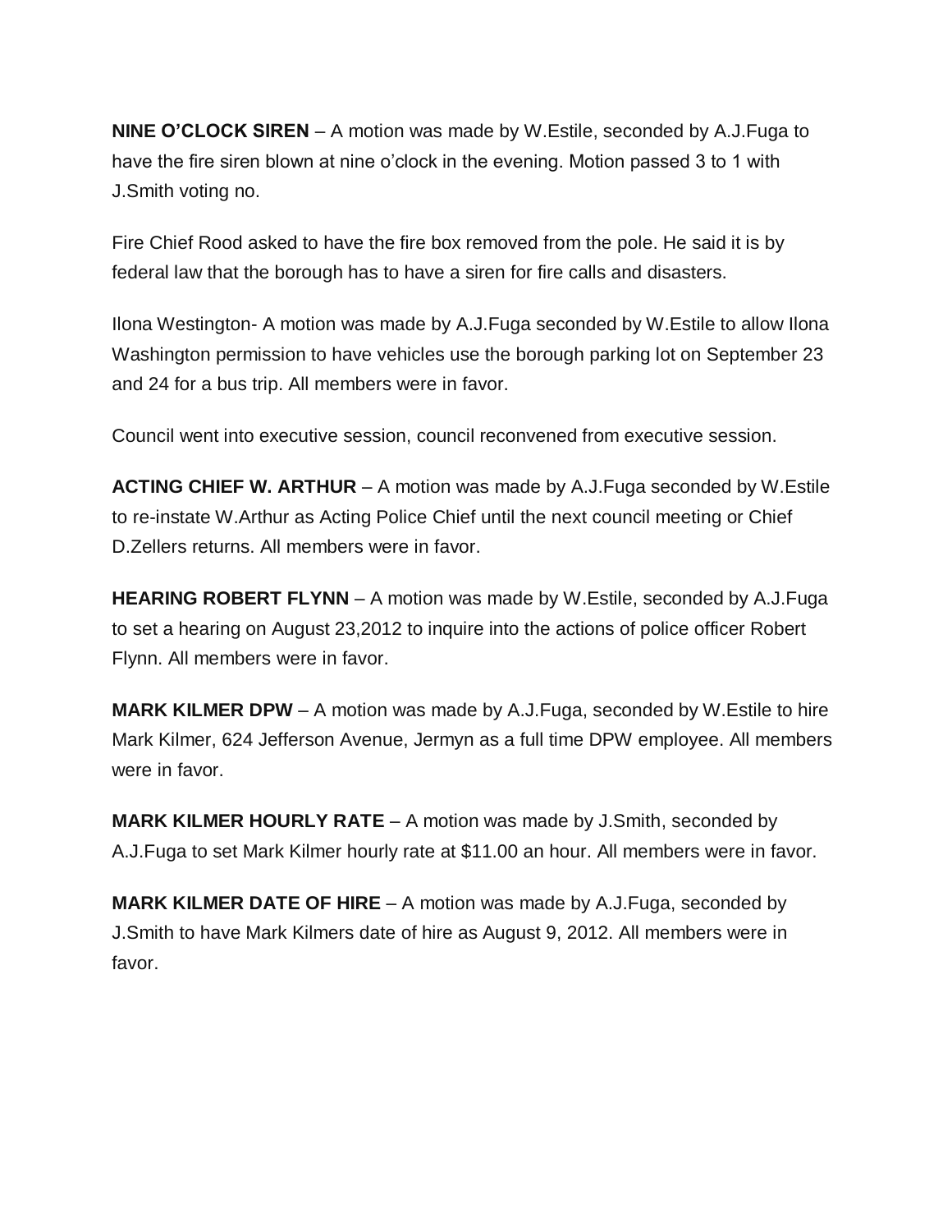**NINE O'CLOCK SIREN** – A motion was made by W.Estile, seconded by A.J.Fuga to have the fire siren blown at nine o'clock in the evening. Motion passed 3 to 1 with J.Smith voting no.

Fire Chief Rood asked to have the fire box removed from the pole. He said it is by federal law that the borough has to have a siren for fire calls and disasters.

Ilona Westington- A motion was made by A.J.Fuga seconded by W.Estile to allow Ilona Washington permission to have vehicles use the borough parking lot on September 23 and 24 for a bus trip. All members were in favor.

Council went into executive session, council reconvened from executive session.

**ACTING CHIEF W. ARTHUR** – A motion was made by A.J.Fuga seconded by W.Estile to re-instate W.Arthur as Acting Police Chief until the next council meeting or Chief D.Zellers returns. All members were in favor.

**HEARING ROBERT FLYNN** – A motion was made by W.Estile, seconded by A.J.Fuga to set a hearing on August 23,2012 to inquire into the actions of police officer Robert Flynn. All members were in favor.

**MARK KILMER DPW** – A motion was made by A.J.Fuga, seconded by W.Estile to hire Mark Kilmer, 624 Jefferson Avenue, Jermyn as a full time DPW employee. All members were in favor.

**MARK KILMER HOURLY RATE** – A motion was made by J.Smith, seconded by A.J.Fuga to set Mark Kilmer hourly rate at $11.00 an hour. All members were in favor.

**MARK KILMER DATE OF HIRE** – A motion was made by A.J.Fuga, seconded by J.Smith to have Mark Kilmers date of hire as August 9, 2012. All members were in favor.